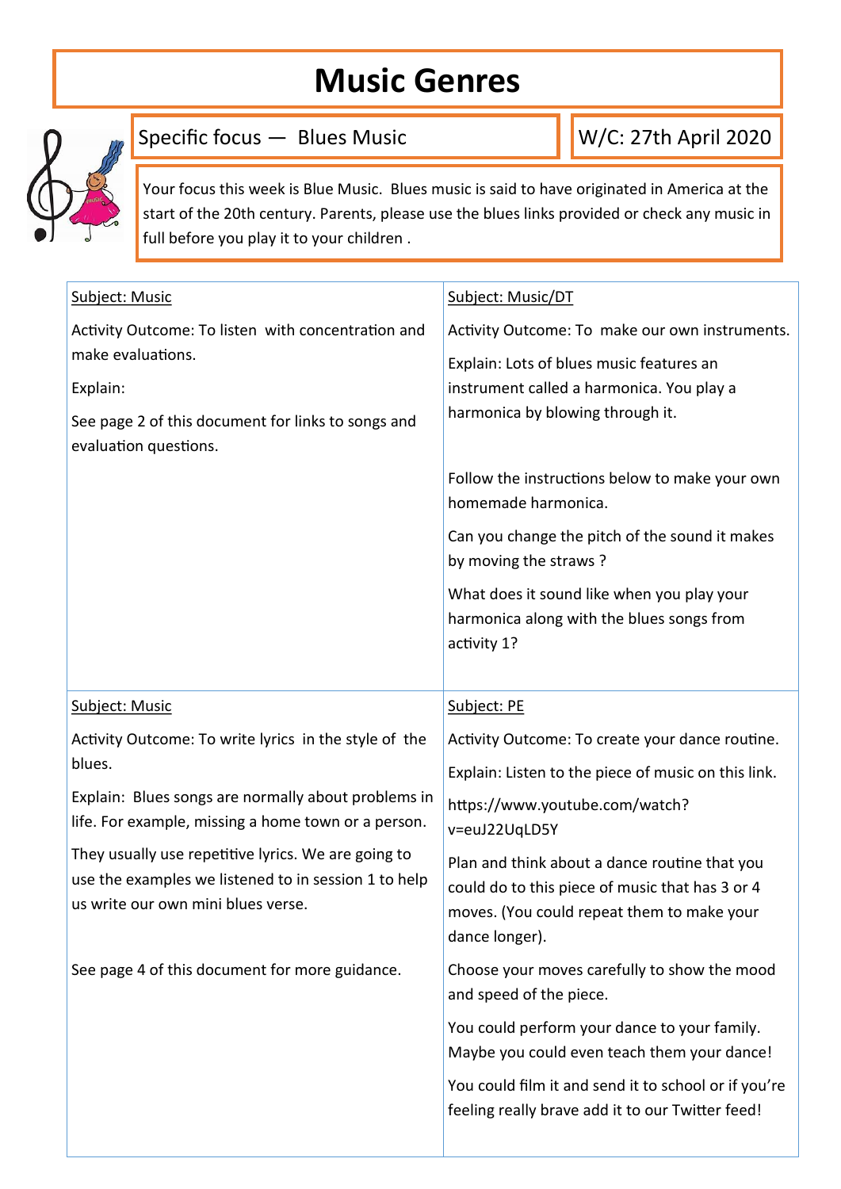# Music Genres

Specific focus — Blues Music

W/C: 27th April 2020

Your focus this week is Blue Music. Blues music is said to have originated in America at the start of the 20th century. Parents, please use the blues links provided or check any music in full before you play it to your children .

| Subject: Music | Subject: Music/DT |
|---|---|
| Activity Outcome: To listen with concentration and make evaluations.<br><br>Explain:<br><br>See page 2 of this document for links to songs and evaluation questions. | Activity Outcome: To make our own instruments.<br><br>Explain: Lots of blues music features an instrument called a harmonica. You play a harmonica by blowing through it.<br><br>Follow the instructions below to make your own homemade harmonica.<br><br>Can you change the pitch of the sound it makes by moving the straws ?<br><br>What does it sound like when you play your harmonica along with the blues songs from activity 1? |
| **Subject: Music** | **Subject: PE** |
| Activity Outcome: To write lyrics in the style of the blues.<br><br>Explain: Blues songs are normally about problems in life. For example, missing a home town or a person.<br><br>They usually use repetitive lyrics. We are going to use the examples we listened to in session 1 to help us write our own mini blues verse.<br><br>See page 4 of this document for more guidance. | Activity Outcome: To create your dance routine.<br><br>Explain: Listen to the piece of music on this link.<br><br>https://www.youtube.com/watch?v=euJ22UqLD5Y<br><br>Plan and think about a dance routine that you could do to this piece of music that has 3 or 4 moves. (You could repeat them to make your dance longer).<br><br>Choose your moves carefully to show the mood and speed of the piece.<br><br>You could perform your dance to your family. Maybe you could even teach them your dance!<br><br>You could film it and send it to school or if you're feeling really brave add it to our Twitter feed! |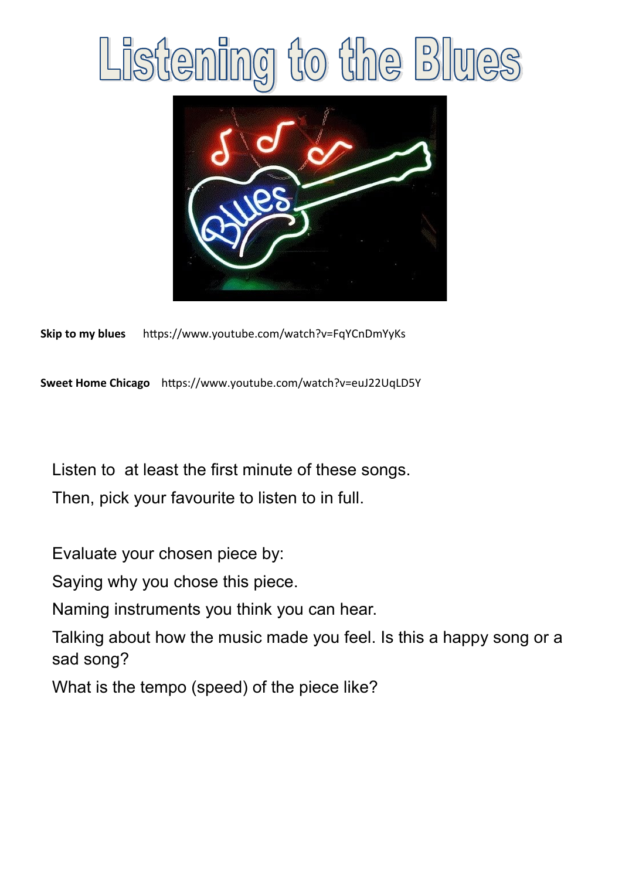# Listening to the Blues

**Skip to my blues** https://www.youtube.com/watch?v=FqYCnDmYyKs

**Sweet Home Chicago** https://www.youtube.com/watch?v=euJ22UqLD5Y

Listen to at least the first minute of these songs.

Then, pick your favourite to listen to in full.

Evaluate your chosen piece by:

Saying why you chose this piece.

Naming instruments you think you can hear.

Talking about how the music made you feel. Is this a happy song or a sad song?

What is the tempo (speed) of the piece like?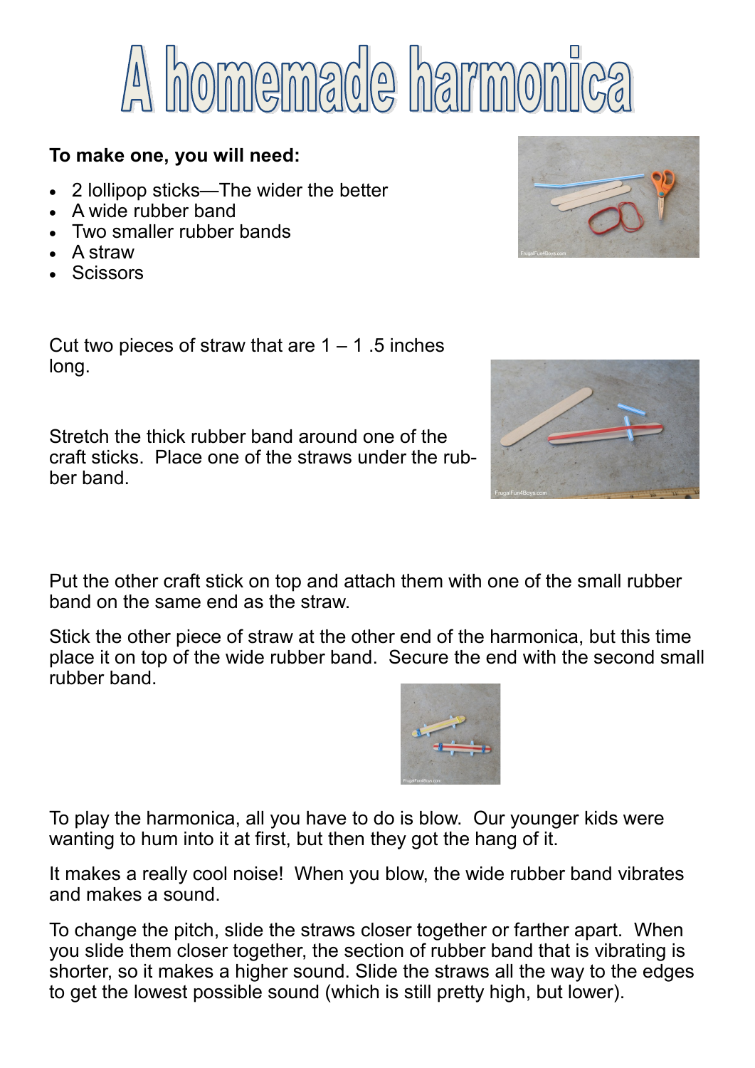# A homemade harmonica

**To make one, you will need:**

- 2 lollipop sticks—The wider the better
- A wide rubber band
- Two smaller rubber bands
- A straw
- Scissors

Cut two pieces of straw that are 1 – 1 .5 inches long.

Stretch the thick rubber band around one of the craft sticks. Place one of the straws under the rubber band.

Put the other craft stick on top and attach them with one of the small rubber band on the same end as the straw.

Stick the other piece of straw at the other end of the harmonica, but this time place it on top of the wide rubber band. Secure the end with the second small rubber band.

To play the harmonica, all you have to do is blow. Our younger kids were wanting to hum into it at first, but then they got the hang of it.

It makes a really cool noise! When you blow, the wide rubber band vibrates and makes a sound.

To change the pitch, slide the straws closer together or farther apart. When you slide them closer together, the section of rubber band that is vibrating is shorter, so it makes a higher sound. Slide the straws all the way to the edges to get the lowest possible sound (which is still pretty high, but lower).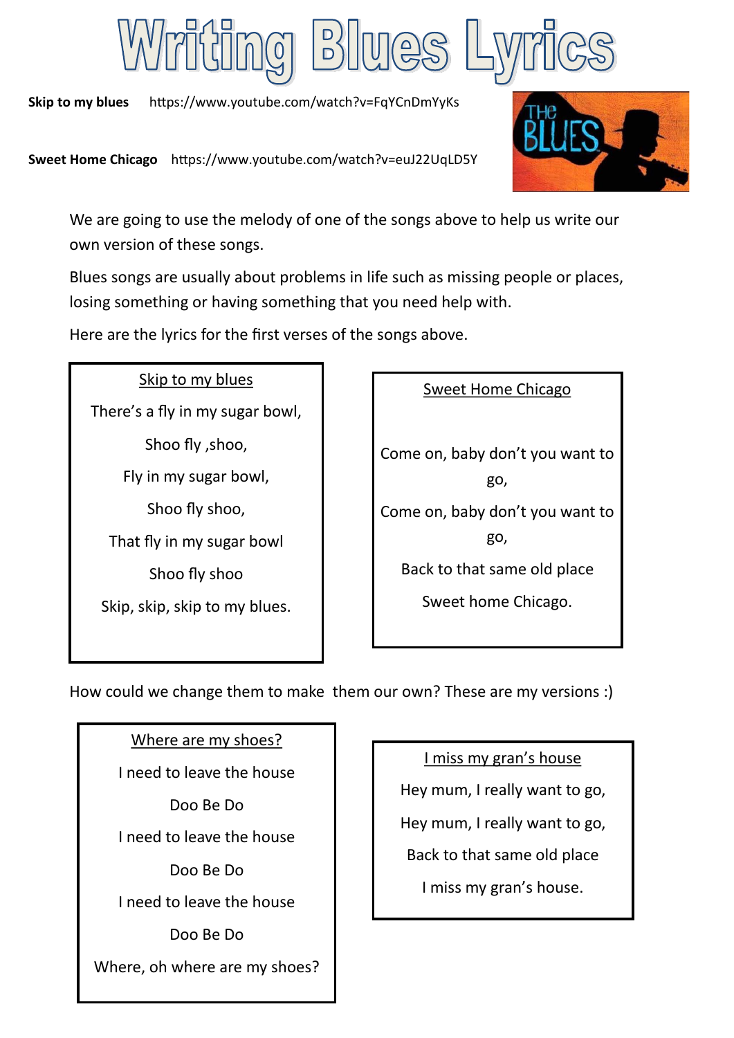# Writing Blues Lyrics

**Skip to my blues** https://www.youtube.com/watch?v=FqYCnDmYyKs

**Sweet Home Chicago** https://www.youtube.com/watch?v=euJ22UqLD5Y

We are going to use the melody of one of the songs above to help us write our own version of these songs.

Blues songs are usually about problems in life such as missing people or places, losing something or having something that you need help with.

Here are the lyrics for the first verses of the songs above.

**Skip to my blues**

There's a fly in my sugar bowl,

Shoo fly ,shoo,

Fly in my sugar bowl,

Shoo fly shoo,

That fly in my sugar bowl

Shoo fly shoo

Skip, skip, skip to my blues.

**Sweet Home Chicago**

Come on, baby don't you want to go,

Come on, baby don't you want to go,

Back to that same old place

Sweet home Chicago.

How could we change them to make them our own? These are my versions :)

**Where are my shoes?**

I need to leave the house

Doo Be Do

I need to leave the house

Doo Be Do

I need to leave the house

Doo Be Do

Where, oh where are my shoes?

**I miss my gran's house**

Hey mum, I really want to go,

Hey mum, I really want to go,

Back to that same old place

I miss my gran's house.